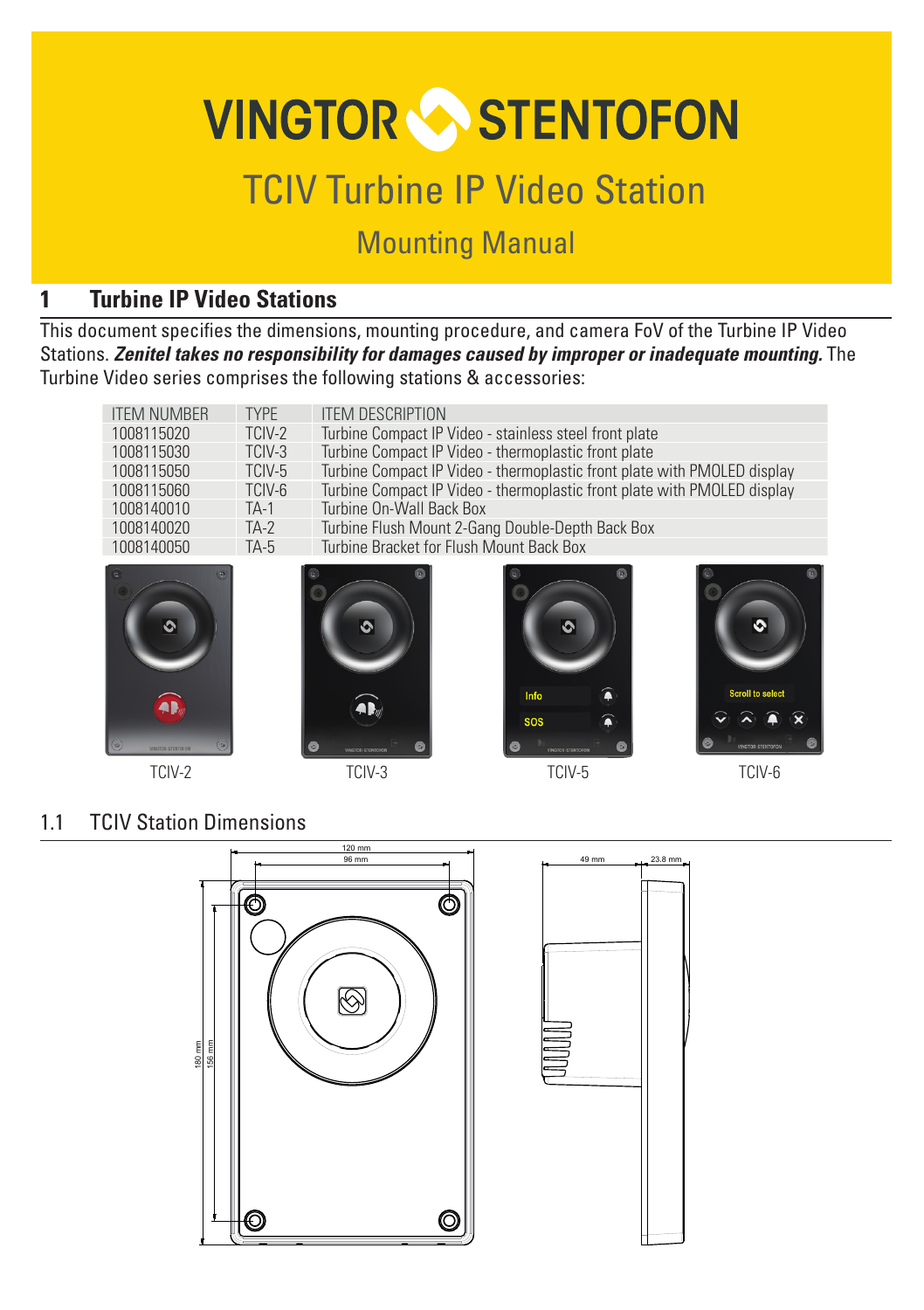# VINGTOR STENTOFON

# TCIV Turbine IP Video Station

## Mounting Manual

## 1 Turbine IP Video Stations

This document specifies the dimensions, mounting procedure, and camera FoV of the Turbine IP Video Stations. ***Zenitel takes no responsibility for damages caused by improper or inadequate mounting.*** The Turbine Video series comprises the following stations & accessories:

| ITEM NUMBER | TYPE | ITEM DESCRIPTION |
|---|---|---|
| 1008115020 | TCIV-2 | Turbine Compact IP Video - stainless steel front plate |
| 1008115030 | TCIV-3 | Turbine Compact IP Video - thermoplastic front plate |
| 1008115050 | TCIV-5 | Turbine Compact IP Video - thermoplastic front plate with PMOLED display |
| 1008115060 | TCIV-6 | Turbine Compact IP Video - thermoplastic front plate with PMOLED display |
| 1008140010 | TA-1 | Turbine On-Wall Back Box |
| 1008140020 | TA-2 | Turbine Flush Mount 2-Gang Double-Depth Back Box |
| 1008140050 | TA-5 | Turbine Bracket for Flush Mount Back Box |

TCIV-2 TCIV-3 TCIV-5 TCIV-6

### 1.1 TCIV Station Dimensions

120 mm
96 mm
180 mm
156 mm
49 mm
23.8 mm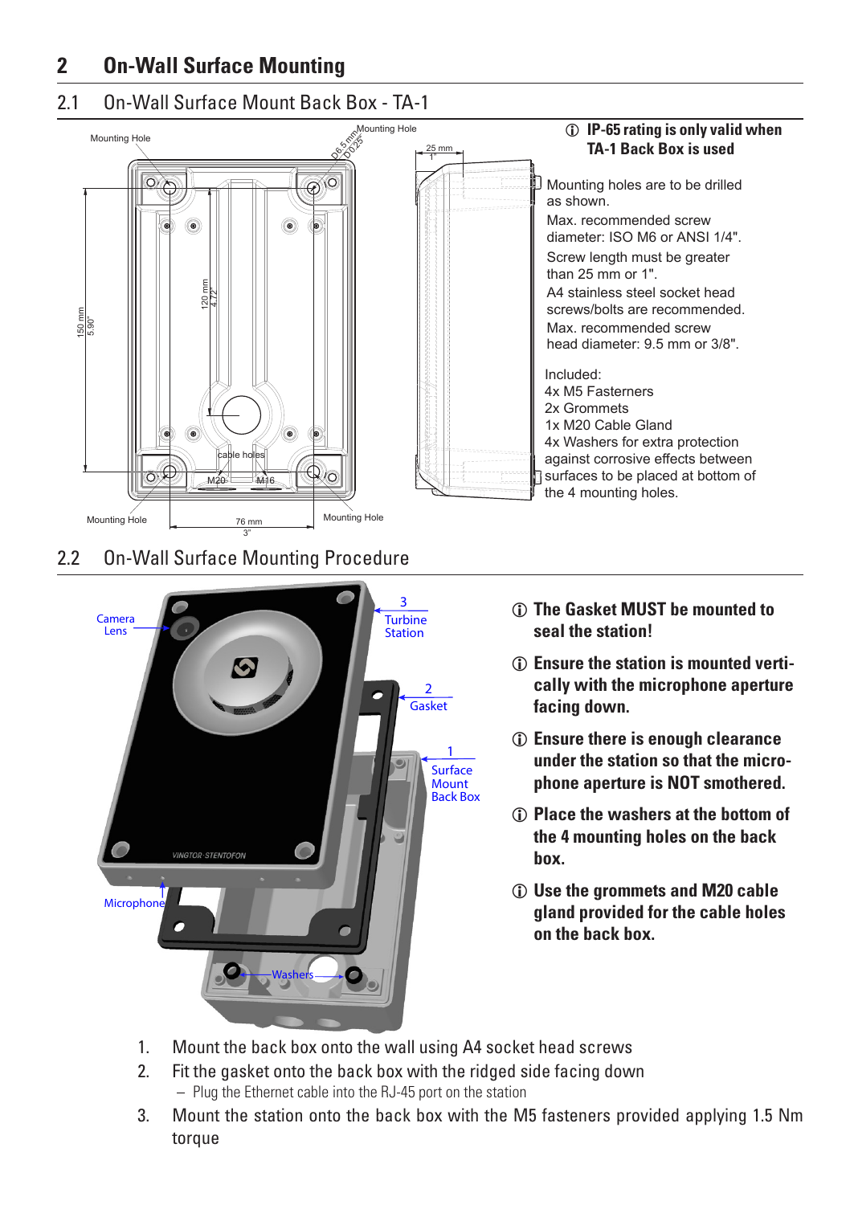# 2 On-Wall Surface Mounting

## 2.1 On-Wall Surface Mount Back Box - TA-1

ⓘ **IP-65 rating is only valid when TA-1 Back Box is used**

Mounting holes are to be drilled as shown.

Max. recommended screw diameter: ISO M6 or ANSI 1/4".

Screw length must be greater than 25 mm or 1".

A4 stainless steel socket head screws/bolts are recommended.

Max. recommended screw head diameter: 9.5 mm or 3/8".

Included:
4x M5 Fasterners
2x Grommets
1x M20 Cable Gland
4x Washers for extra protection against corrosive effects between surfaces to be placed at bottom of the 4 mounting holes.

## 2.2 On-Wall Surface Mounting Procedure

ⓘ **The Gasket MUST be mounted to seal the station!**

ⓘ **Ensure the station is mounted vertically with the microphone aperture facing down.**

ⓘ **Ensure there is enough clearance under the station so that the microphone aperture is NOT smothered.**

ⓘ **Place the washers at the bottom of the 4 mounting holes on the back box.**

ⓘ **Use the grommets and M20 cable gland provided for the cable holes on the back box.**

1. Mount the back box onto the wall using A4 socket head screws
2. Fit the gasket onto the back box with the ridged side facing down
   - Plug the Ethernet cable into the RJ-45 port on the station
3. Mount the station onto the back box with the M5 fasteners provided applying 1.5 Nm torque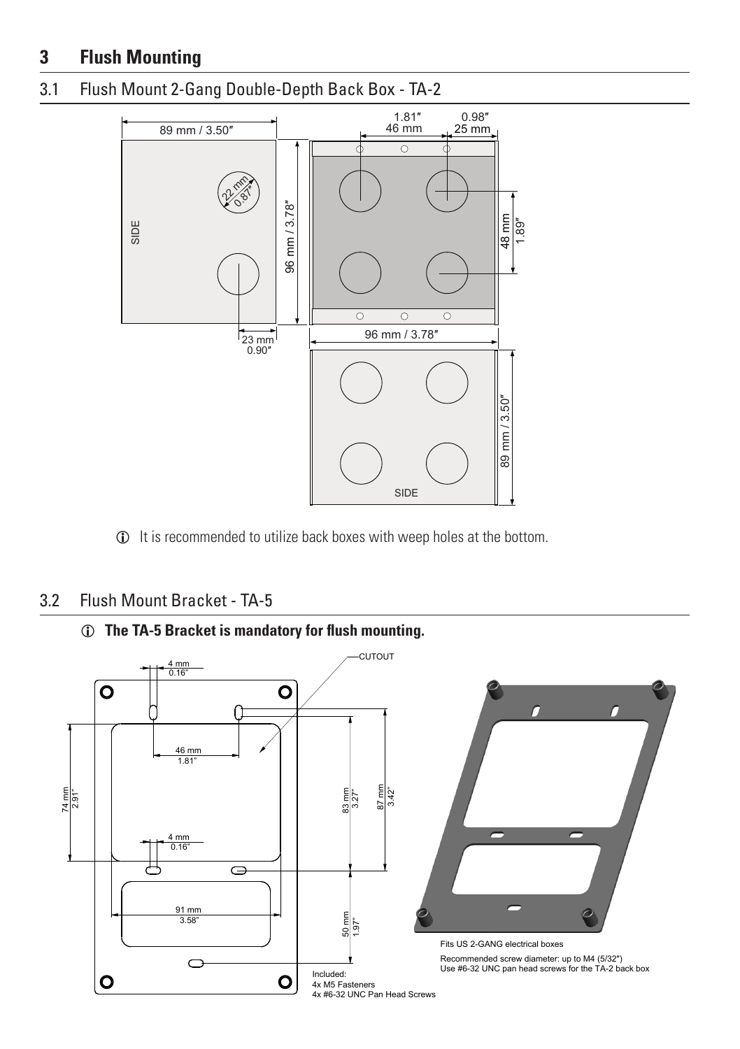# 3 Flush Mounting

## 3.1 Flush Mount 2-Gang Double-Depth Back Box - TA-2

89 mm / 3.50″

SIDE

22 mm 0.87″

23 mm 0.90″

96 mm / 3.78″

1.81″ 46 mm

0.98″ 25 mm

48 mm 1.89″

96 mm / 3.78″

89 mm / 3.50″

SIDE

ⓘ It is recommended to utilize back boxes with weep holes at the bottom.

## 3.2 Flush Mount Bracket - TA-5

ⓘ **The TA-5 Bracket is mandatory for flush mounting.**

CUTOUT

4 mm 0.16"

46 mm 1.81"

74 mm 2.91"

4 mm 0.16"

91 mm 3.58"

83 mm 3.27"

87 mm 3.42"

50 mm 1.97"

Included:
4x M5 Fasteners
4x #6-32 UNC Pan Head Screws

Fits US 2-GANG electrical boxes

Recommended screw diameter: up to M4 (5/32")
Use #6-32 UNC pan head screws for the TA-2 back box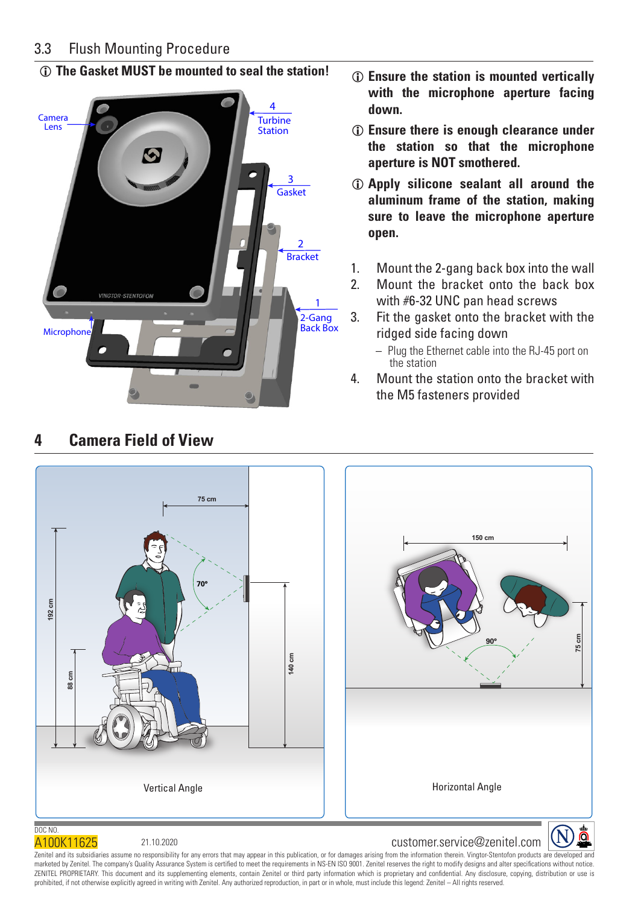## 3.3 Flush Mounting Procedure

ⓘ **The Gasket MUST be mounted to seal the station!**

Camera Lens

4 Turbine Station

3 Gasket

2 Bracket

1 2-Gang Back Box

Microphone

VINGTOR-STENTOFON

ⓘ **Ensure the station is mounted vertically with the microphone aperture facing down.**

ⓘ **Ensure there is enough clearance under the station so that the microphone aperture is NOT smothered.**

ⓘ **Apply silicone sealant all around the aluminum frame of the station, making sure to leave the microphone aperture open.**

1. Mount the 2-gang back box into the wall
2. Mount the bracket onto the back box with #6-32 UNC pan head screws
3. Fit the gasket onto the bracket with the ridged side facing down
   - Plug the Ethernet cable into the RJ-45 port on the station
4. Mount the station onto the bracket with the M5 fasteners provided

# 4 Camera Field of View

75 cm

70°

192 cm

88 cm

140 cm

Vertical Angle

150 cm

90°

75 cm

Horizontal Angle

DOC NO.
A100K11625 21.10.2020

customer.service@zenitel.com

Zenitel and its subsidiaries assume no responsibility for any errors that may appear in this publication, or for damages arising from the information therein. Vingtor-Stentofon products are developed and marketed by Zenitel. The company's Quality Assurance System is certified to meet the requirements in NS-EN ISO 9001. Zenitel reserves the right to modify designs and alter specifications without notice. ZENITEL PROPRIETARY. This document and its supplementing elements, contain Zenitel or third party information which is proprietary and confidential. Any disclosure, copying, distribution or use is prohibited, if not otherwise explicitly agreed in writing with Zenitel. Any authorized reproduction, in part or in whole, must include this legend: Zenitel – All rights reserved.